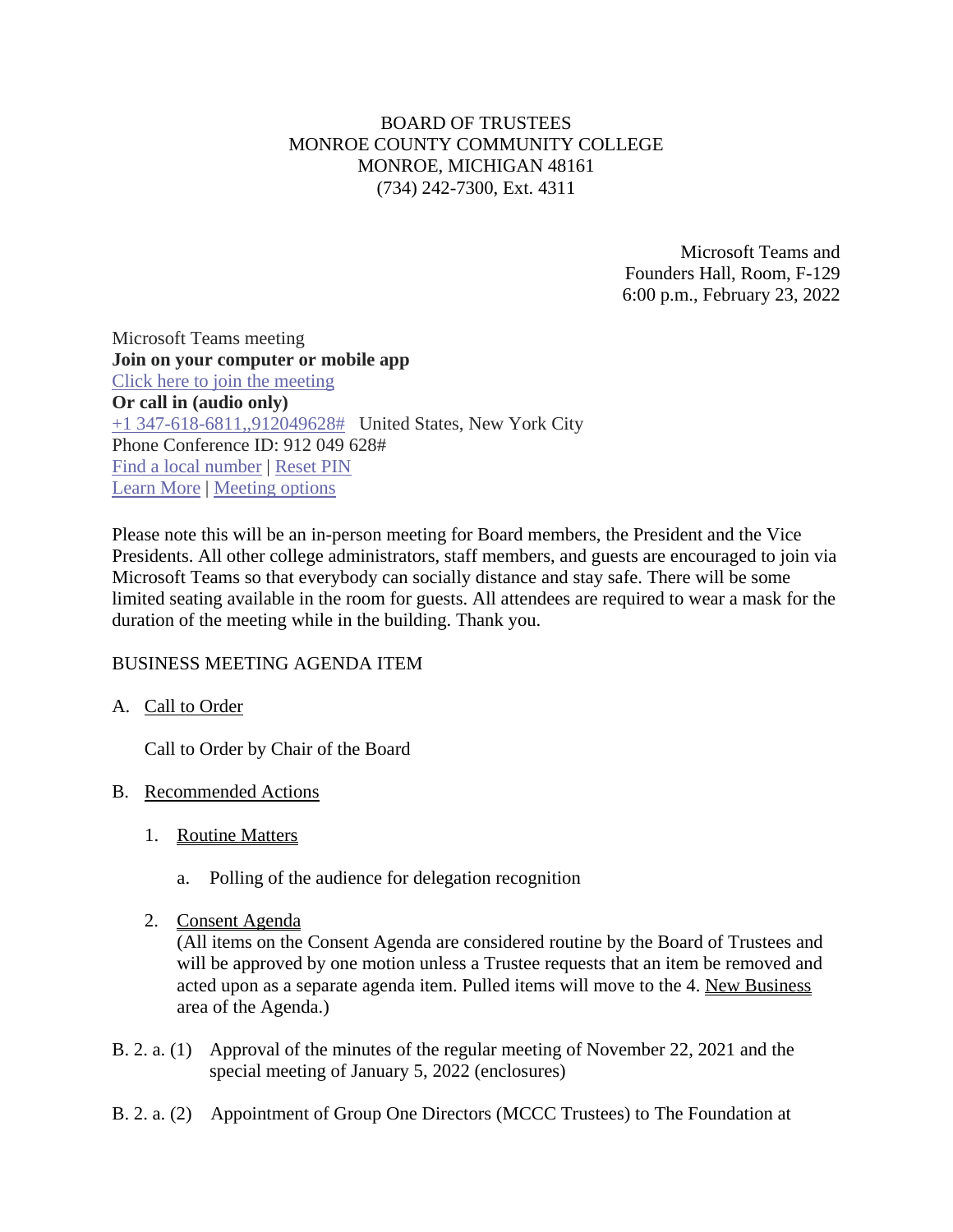BOARD OF TRUSTEES
MONROE COUNTY COMMUNITY COLLEGE
MONROE, MICHIGAN 48161
(734) 242-7300, Ext. 4311

Microsoft Teams and
Founders Hall, Room, F-129
6:00 p.m., February 23, 2022

Microsoft Teams meeting
**Join on your computer or mobile app**
Click here to join the meeting
**Or call in (audio only)**
+1 347-618-6811,,912049628# United States, New York City
Phone Conference ID: 912 049 628#
Find a local number | Reset PIN
Learn More | Meeting options

Please note this will be an in-person meeting for Board members, the President and the Vice Presidents. All other college administrators, staff members, and guests are encouraged to join via Microsoft Teams so that everybody can socially distance and stay safe. There will be some limited seating available in the room for guests. All attendees are required to wear a mask for the duration of the meeting while in the building. Thank you.

BUSINESS MEETING AGENDA ITEM

A. Call to Order

Call to Order by Chair of the Board

B. Recommended Actions

1. Routine Matters

   a. Polling of the audience for delegation recognition

2. Consent Agenda
   (All items on the Consent Agenda are considered routine by the Board of Trustees and will be approved by one motion unless a Trustee requests that an item be removed and acted upon as a separate agenda item. Pulled items will move to the 4. New Business area of the Agenda.)

B. 2. a. (1) Approval of the minutes of the regular meeting of November 22, 2021 and the special meeting of January 5, 2022 (enclosures)

B. 2. a. (2) Appointment of Group One Directors (MCCC Trustees) to The Foundation at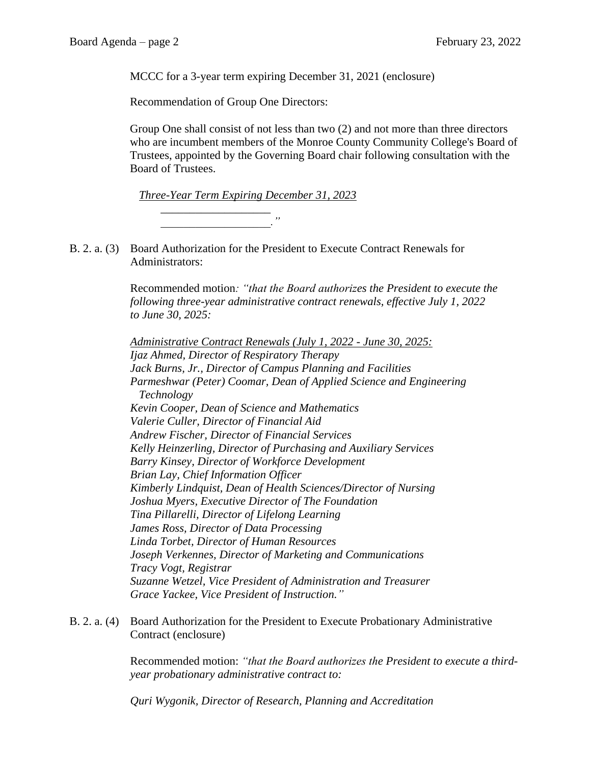MCCC for a 3-year term expiring December 31, 2021 (enclosure)

Recommendation of Group One Directors:

Group One shall consist of not less than two (2) and not more than three directors who are incumbent members of the Monroe County Community College's Board of Trustees, appointed by the Governing Board chair following consultation with the Board of Trustees.

*Three-Year Term Expiring December 31, 2023*

___________________

___________________."

B. 2. a. (3) Board Authorization for the President to Execute Contract Renewals for Administrators:

Recommended motion: *"that the Board authorizes the President to execute the following three-year administrative contract renewals, effective July 1, 2022 to June 30, 2025:*

*Administrative Contract Renewals (July 1, 2022 - June 30, 2025:*
*Ijaz Ahmed, Director of Respiratory Therapy*
*Jack Burns, Jr., Director of Campus Planning and Facilities*
*Parmeshwar (Peter) Coomar, Dean of Applied Science and Engineering Technology*
*Kevin Cooper, Dean of Science and Mathematics*
*Valerie Culler, Director of Financial Aid*
*Andrew Fischer, Director of Financial Services*
*Kelly Heinzerling, Director of Purchasing and Auxiliary Services*
*Barry Kinsey, Director of Workforce Development*
*Brian Lay, Chief Information Officer*
*Kimberly Lindquist, Dean of Health Sciences/Director of Nursing*
*Joshua Myers, Executive Director of The Foundation*
*Tina Pillarelli, Director of Lifelong Learning*
*James Ross, Director of Data Processing*
*Linda Torbet, Director of Human Resources*
*Joseph Verkennes, Director of Marketing and Communications*
*Tracy Vogt, Registrar*
*Suzanne Wetzel, Vice President of Administration and Treasurer*
*Grace Yackee, Vice President of Instruction."*

B. 2. a. (4) Board Authorization for the President to Execute Probationary Administrative Contract (enclosure)

Recommended motion: *"that the Board authorizes the President to execute a third-year probationary administrative contract to:*

*Quri Wygonik, Director of Research, Planning and Accreditation*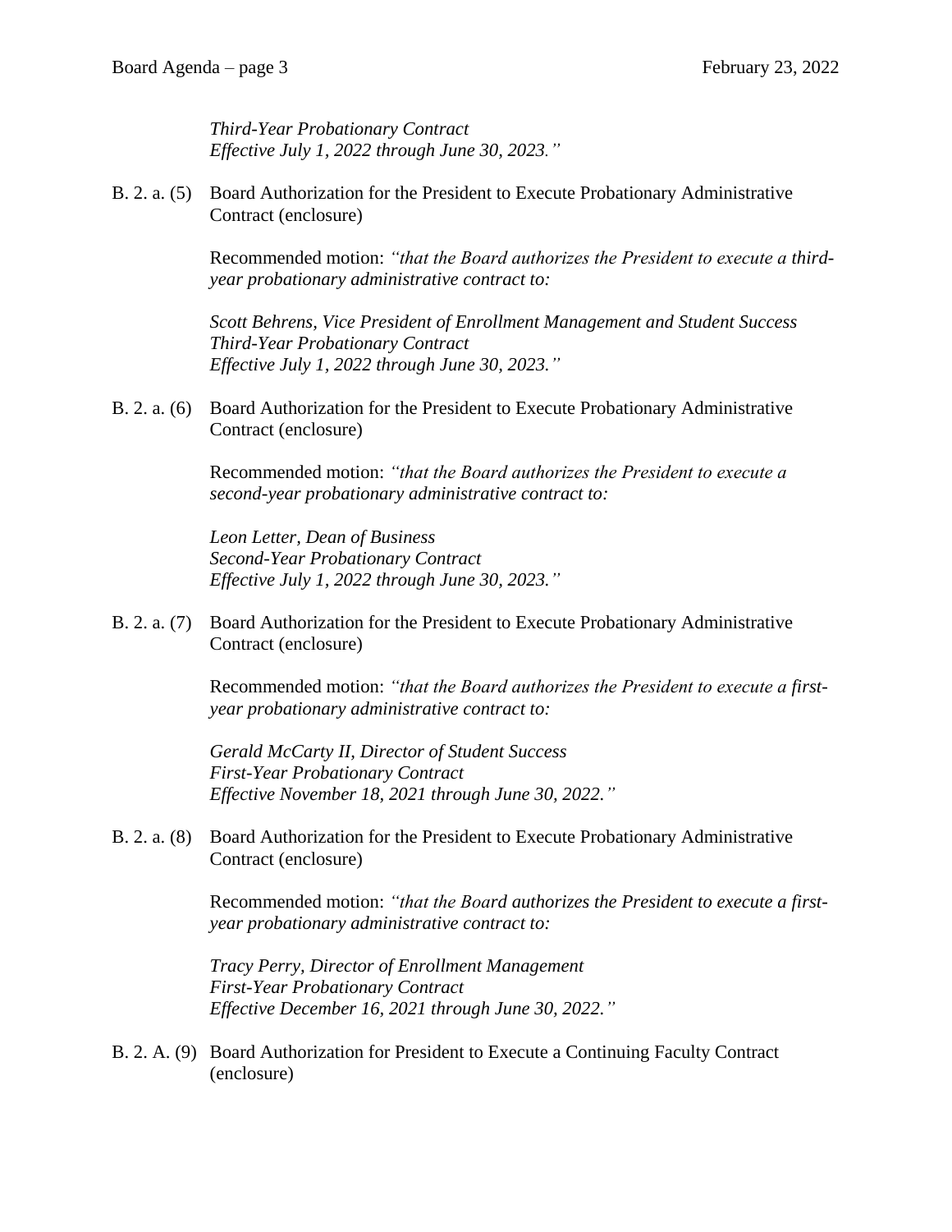*Third-Year Probationary Contract*
*Effective July 1, 2022 through June 30, 2023."*

B. 2. a. (5) Board Authorization for the President to Execute Probationary Administrative Contract (enclosure)

Recommended motion: *"that the Board authorizes the President to execute a third-year probationary administrative contract to:*

*Scott Behrens, Vice President of Enrollment Management and Student Success*
*Third-Year Probationary Contract*
*Effective July 1, 2022 through June 30, 2023."*

B. 2. a. (6) Board Authorization for the President to Execute Probationary Administrative Contract (enclosure)

Recommended motion: *"that the Board authorizes the President to execute a second-year probationary administrative contract to:*

*Leon Letter, Dean of Business*
*Second-Year Probationary Contract*
*Effective July 1, 2022 through June 30, 2023."*

B. 2. a. (7) Board Authorization for the President to Execute Probationary Administrative Contract (enclosure)

Recommended motion: *"that the Board authorizes the President to execute a first-year probationary administrative contract to:*

*Gerald McCarty II, Director of Student Success*
*First-Year Probationary Contract*
*Effective November 18, 2021 through June 30, 2022."*

B. 2. a. (8) Board Authorization for the President to Execute Probationary Administrative Contract (enclosure)

Recommended motion: *"that the Board authorizes the President to execute a first-year probationary administrative contract to:*

*Tracy Perry, Director of Enrollment Management*
*First-Year Probationary Contract*
*Effective December 16, 2021 through June 30, 2022."*

B. 2. A. (9) Board Authorization for President to Execute a Continuing Faculty Contract (enclosure)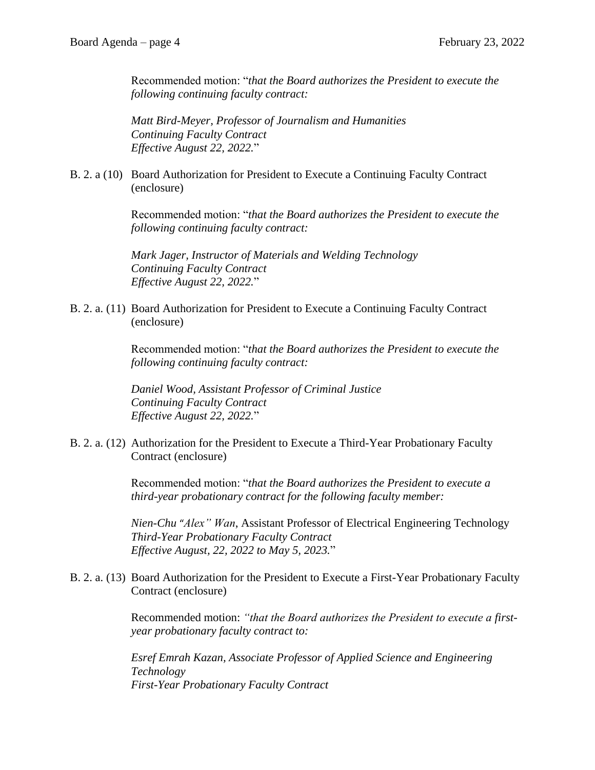Recommended motion: "*that the Board authorizes the President to execute the following continuing faculty contract:*

*Matt Bird-Meyer, Professor of Journalism and Humanities*
*Continuing Faculty Contract*
*Effective August 22, 2022.*"

B. 2. a (10) Board Authorization for President to Execute a Continuing Faculty Contract (enclosure)

Recommended motion: "*that the Board authorizes the President to execute the following continuing faculty contract:*

*Mark Jager, Instructor of Materials and Welding Technology*
*Continuing Faculty Contract*
*Effective August 22, 2022.*"

B. 2. a. (11) Board Authorization for President to Execute a Continuing Faculty Contract (enclosure)

Recommended motion: "*that the Board authorizes the President to execute the following continuing faculty contract:*

*Daniel Wood, Assistant Professor of Criminal Justice*
*Continuing Faculty Contract*
*Effective August 22, 2022.*"

B. 2. a. (12) Authorization for the President to Execute a Third-Year Probationary Faculty Contract (enclosure)

Recommended motion: "*that the Board authorizes the President to execute a third-year probationary contract for the following faculty member:*

*Nien-Chu "Alex" Wan*, Assistant Professor of Electrical Engineering Technology
*Third-Year Probationary Faculty Contract*
*Effective August, 22, 2022 to May 5, 2023.*"

B. 2. a. (13) Board Authorization for the President to Execute a First-Year Probationary Faculty Contract (enclosure)

Recommended motion: *"that the Board authorizes the President to execute a first-year probationary faculty contract to:*

*Esref Emrah Kazan, Associate Professor of Applied Science and Engineering Technology*
*First-Year Probationary Faculty Contract*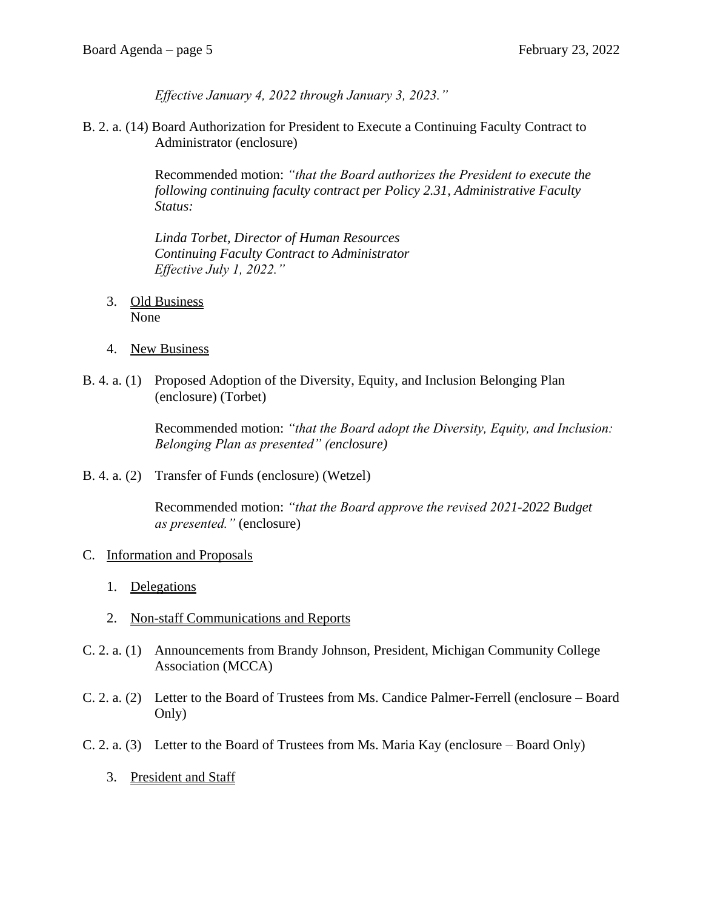*Effective January 4, 2022 through January 3, 2023."*

B. 2. a. (14) Board Authorization for President to Execute a Continuing Faculty Contract to Administrator (enclosure)

Recommended motion: *"that the Board authorizes the President to execute the following continuing faculty contract per Policy 2.31, Administrative Faculty Status:*

*Linda Torbet, Director of Human Resources*
*Continuing Faculty Contract to Administrator*
*Effective July 1, 2022."*

3. Old Business
None

4. New Business

B. 4. a. (1) Proposed Adoption of the Diversity, Equity, and Inclusion Belonging Plan (enclosure) (Torbet)

Recommended motion: *"that the Board adopt the Diversity, Equity, and Inclusion: Belonging Plan as presented" (enclosure)*

B. 4. a. (2) Transfer of Funds (enclosure) (Wetzel)

Recommended motion: *"that the Board approve the revised 2021-2022 Budget as presented."* (enclosure)

C. Information and Proposals

1. Delegations

2. Non-staff Communications and Reports

C. 2. a. (1) Announcements from Brandy Johnson, President, Michigan Community College Association (MCCA)

C. 2. a. (2) Letter to the Board of Trustees from Ms. Candice Palmer-Ferrell (enclosure – Board Only)

C. 2. a. (3) Letter to the Board of Trustees from Ms. Maria Kay (enclosure – Board Only)

3. President and Staff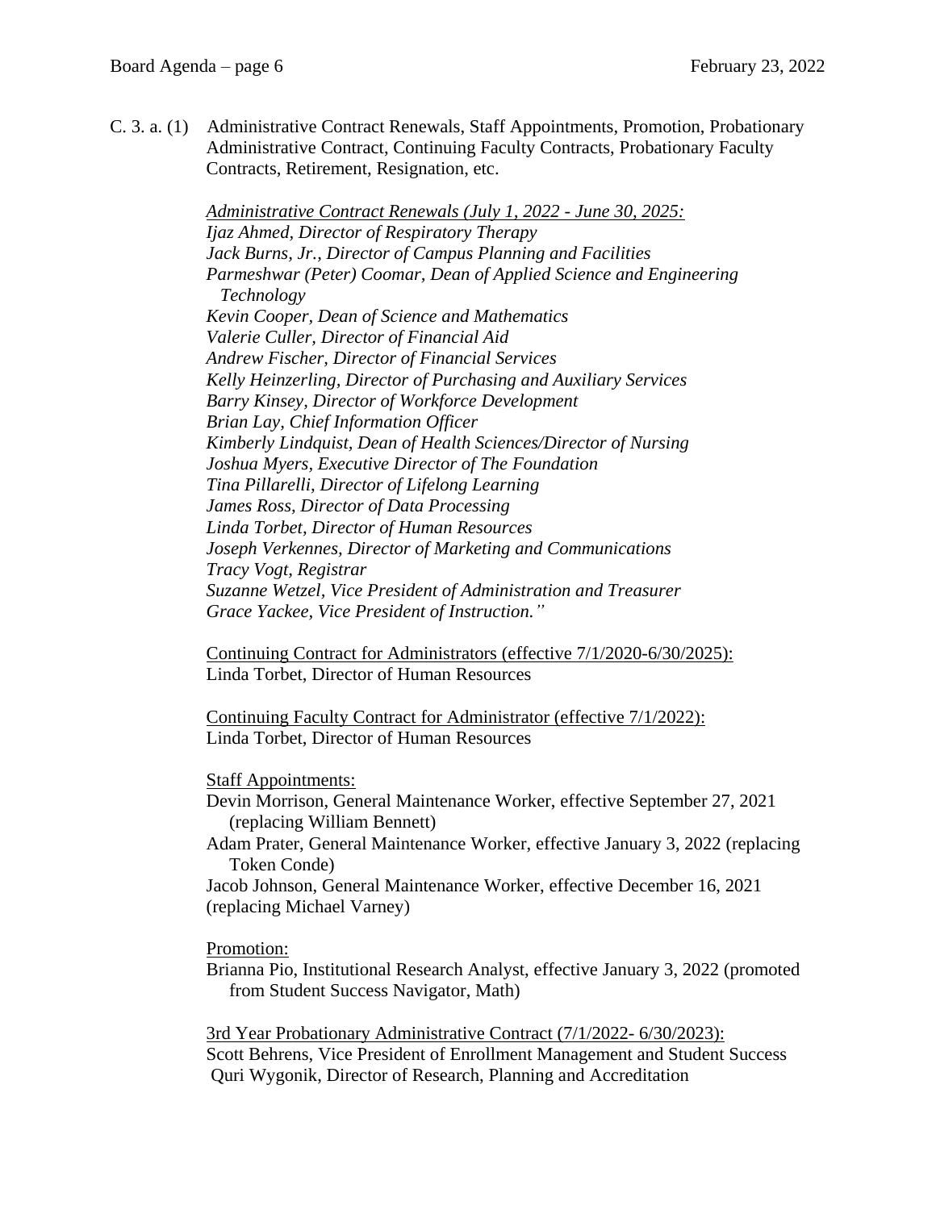C. 3. a. (1) Administrative Contract Renewals, Staff Appointments, Promotion, Probationary Administrative Contract, Continuing Faculty Contracts, Probationary Faculty Contracts, Retirement, Resignation, etc.

*<u>Administrative Contract Renewals (July 1, 2022 - June 30, 2025:</u>*
*Ijaz Ahmed, Director of Respiratory Therapy*
*Jack Burns, Jr., Director of Campus Planning and Facilities*
*Parmeshwar (Peter) Coomar, Dean of Applied Science and Engineering Technology*
*Kevin Cooper, Dean of Science and Mathematics*
*Valerie Culler, Director of Financial Aid*
*Andrew Fischer, Director of Financial Services*
*Kelly Heinzerling, Director of Purchasing and Auxiliary Services*
*Barry Kinsey, Director of Workforce Development*
*Brian Lay, Chief Information Officer*
*Kimberly Lindquist, Dean of Health Sciences/Director of Nursing*
*Joshua Myers, Executive Director of The Foundation*
*Tina Pillarelli, Director of Lifelong Learning*
*James Ross, Director of Data Processing*
*Linda Torbet, Director of Human Resources*
*Joseph Verkennes, Director of Marketing and Communications*
*Tracy Vogt, Registrar*
*Suzanne Wetzel, Vice President of Administration and Treasurer*
*Grace Yackee, Vice President of Instruction."*

<u>Continuing Contract for Administrators (effective 7/1/2020-6/30/2025):</u>
Linda Torbet, Director of Human Resources

<u>Continuing Faculty Contract for Administrator (effective 7/1/2022):</u>
Linda Torbet, Director of Human Resources

<u>Staff Appointments:</u>
Devin Morrison, General Maintenance Worker, effective September 27, 2021 (replacing William Bennett)
Adam Prater, General Maintenance Worker, effective January 3, 2022 (replacing Token Conde)
Jacob Johnson, General Maintenance Worker, effective December 16, 2021 (replacing Michael Varney)

<u>Promotion:</u>
Brianna Pio, Institutional Research Analyst, effective January 3, 2022 (promoted from Student Success Navigator, Math)

<u>3rd Year Probationary Administrative Contract (7/1/2022- 6/30/2023):</u>
Scott Behrens, Vice President of Enrollment Management and Student Success
Quri Wygonik, Director of Research, Planning and Accreditation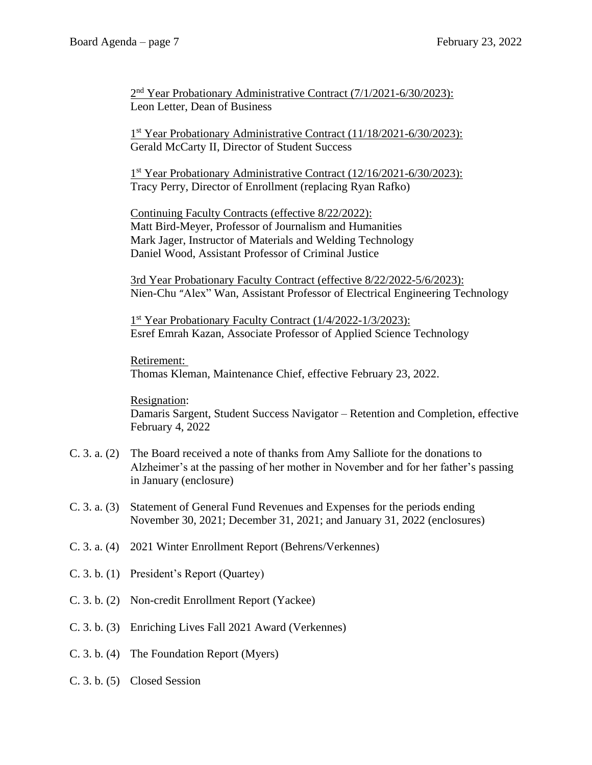2nd Year Probationary Administrative Contract (7/1/2021-6/30/2023):
Leon Letter, Dean of Business

1st Year Probationary Administrative Contract (11/18/2021-6/30/2023):
Gerald McCarty II, Director of Student Success

1st Year Probationary Administrative Contract (12/16/2021-6/30/2023):
Tracy Perry, Director of Enrollment (replacing Ryan Rafko)

Continuing Faculty Contracts (effective 8/22/2022):
Matt Bird-Meyer, Professor of Journalism and Humanities
Mark Jager, Instructor of Materials and Welding Technology
Daniel Wood, Assistant Professor of Criminal Justice

3rd Year Probationary Faculty Contract (effective 8/22/2022-5/6/2023):
Nien-Chu "Alex" Wan, Assistant Professor of Electrical Engineering Technology

1st Year Probationary Faculty Contract (1/4/2022-1/3/2023):
Esref Emrah Kazan, Associate Professor of Applied Science Technology

Retirement:
Thomas Kleman, Maintenance Chief, effective February 23, 2022.

Resignation:
Damaris Sargent, Student Success Navigator – Retention and Completion, effective February 4, 2022

C. 3. a. (2) The Board received a note of thanks from Amy Salliote for the donations to Alzheimer's at the passing of her mother in November and for her father's passing in January (enclosure)

C. 3. a. (3) Statement of General Fund Revenues and Expenses for the periods ending November 30, 2021; December 31, 2021; and January 31, 2022 (enclosures)

C. 3. a. (4) 2021 Winter Enrollment Report (Behrens/Verkennes)

C. 3. b. (1) President's Report (Quartey)

C. 3. b. (2) Non-credit Enrollment Report (Yackee)

C. 3. b. (3) Enriching Lives Fall 2021 Award (Verkennes)

C. 3. b. (4) The Foundation Report (Myers)

C. 3. b. (5) Closed Session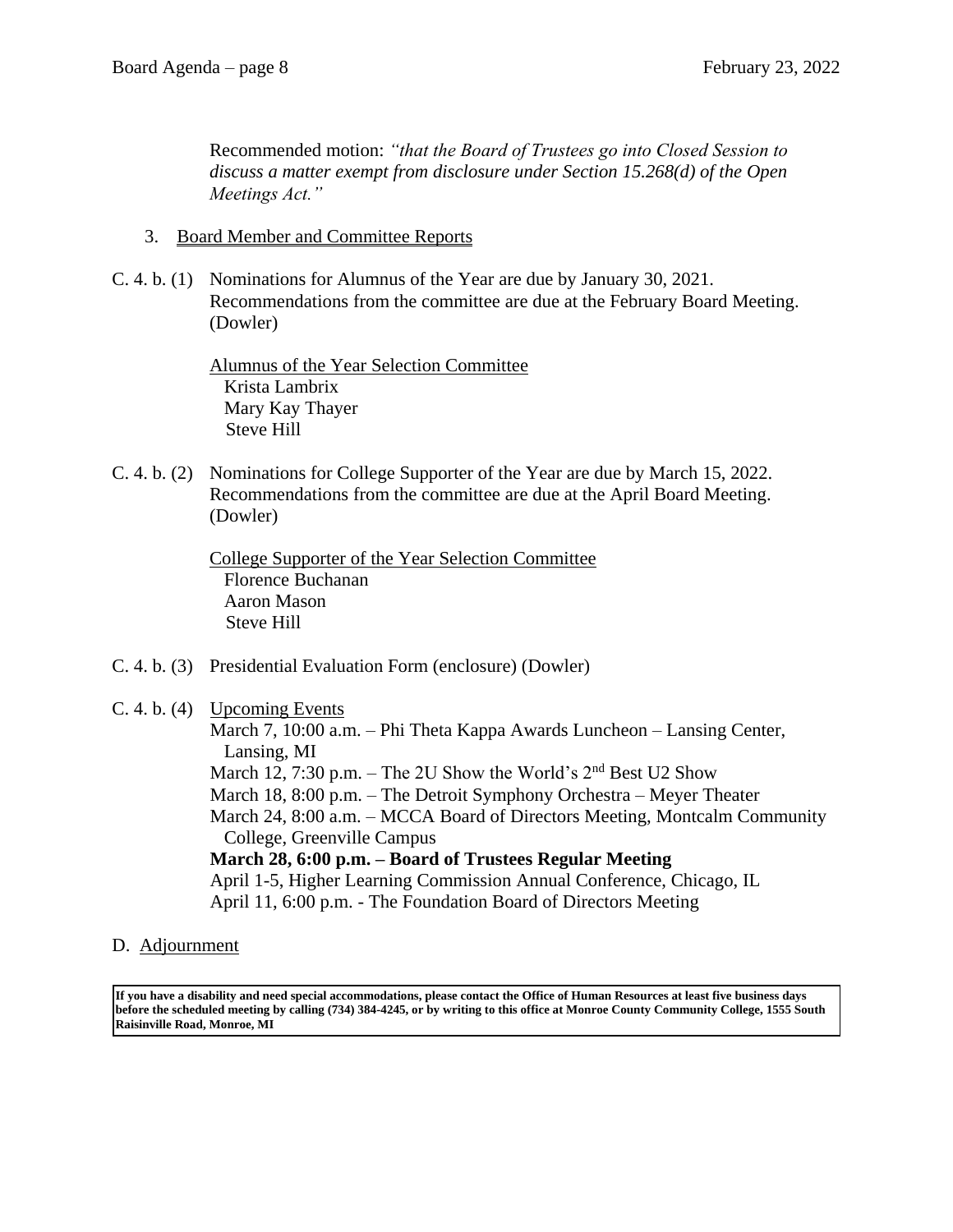Recommended motion: *"that the Board of Trustees go into Closed Session to discuss a matter exempt from disclosure under Section 15.268(d) of the Open Meetings Act."*

3. <u>Board Member and Committee Reports</u>

C. 4. b. (1) Nominations for Alumnus of the Year are due by January 30, 2021. Recommendations from the committee are due at the February Board Meeting. (Dowler)

<u>Alumnus of the Year Selection Committee</u>
Krista Lambrix
Mary Kay Thayer
Steve Hill

C. 4. b. (2) Nominations for College Supporter of the Year are due by March 15, 2022. Recommendations from the committee are due at the April Board Meeting. (Dowler)

<u>College Supporter of the Year Selection Committee</u>
Florence Buchanan
Aaron Mason
Steve Hill

C. 4. b. (3) Presidential Evaluation Form (enclosure) (Dowler)

C. 4. b. (4) <u>Upcoming Events</u>
March 7, 10:00 a.m. – Phi Theta Kappa Awards Luncheon – Lansing Center, Lansing, MI
March 12, 7:30 p.m. – The 2U Show the World's 2nd Best U2 Show
March 18, 8:00 p.m. – The Detroit Symphony Orchestra – Meyer Theater
March 24, 8:00 a.m. – MCCA Board of Directors Meeting, Montcalm Community College, Greenville Campus
**March 28, 6:00 p.m. – Board of Trustees Regular Meeting**
April 1-5, Higher Learning Commission Annual Conference, Chicago, IL
April 11, 6:00 p.m. - The Foundation Board of Directors Meeting

D. <u>Adjournment</u>

**If you have a disability and need special accommodations, please contact the Office of Human Resources at least five business days before the scheduled meeting by calling (734) 384-4245, or by writing to this office at Monroe County Community College, 1555 South Raisinville Road, Monroe, MI**